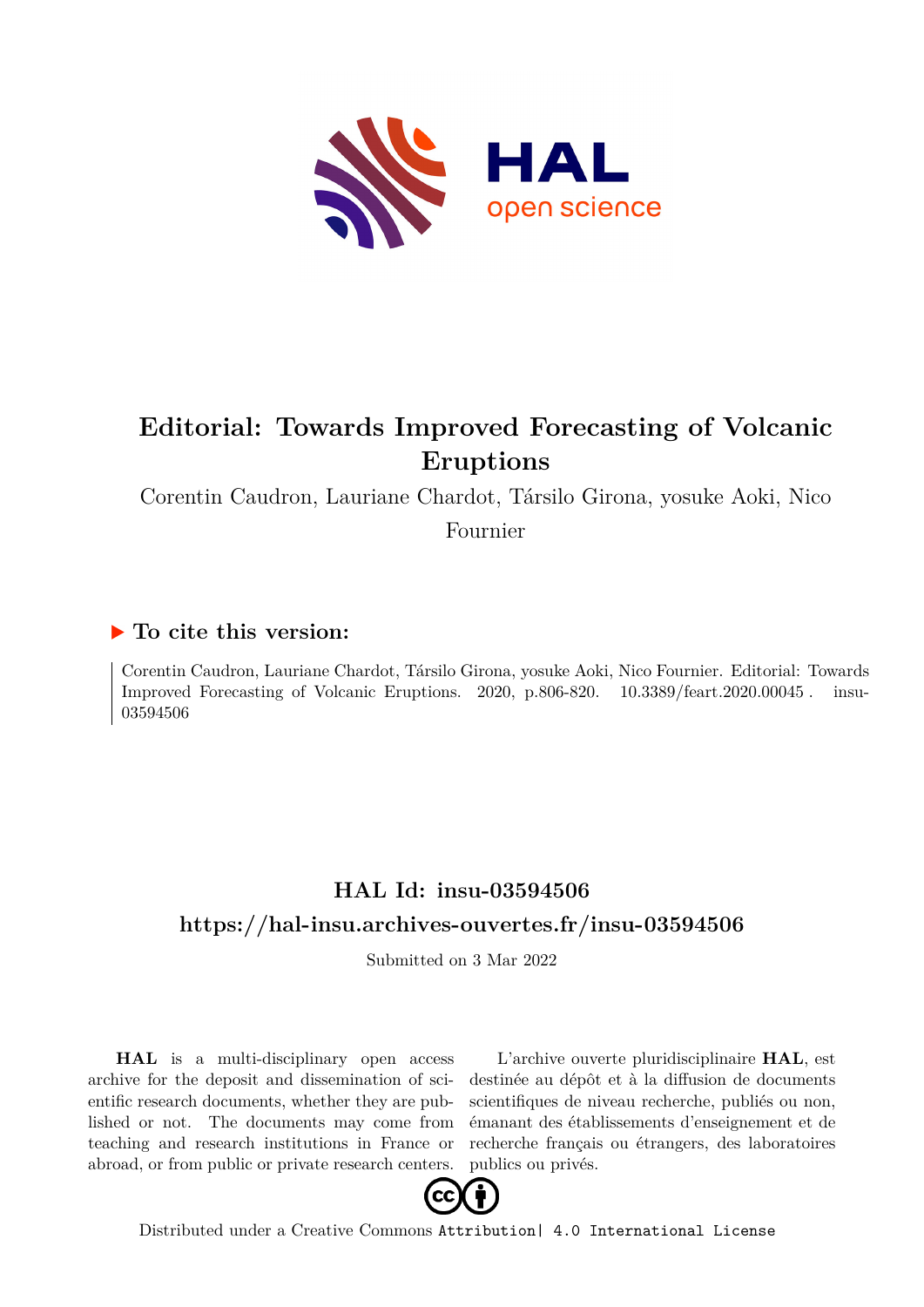# Editorial: Towards Improved Forecasting of Volcanic Eruptions

Corentin Caudron, Lauriane Chardot, Társilo Girona, yosuke Aoki, Nico Fournier

## ▶ To cite this version:

Corentin Caudron, Lauriane Chardot, Társilo Girona, yosuke Aoki, Nico Fournier. Editorial: Towards Improved Forecasting of Volcanic Eruptions. 2020, p.806-820. 10.3389/feart.2020.00045 . insu-03594506

## HAL Id: insu-03594506

## https://hal-insu.archives-ouvertes.fr/insu-03594506

Submitted on 3 Mar 2022

**HAL** is a multi-disciplinary open access archive for the deposit and dissemination of scientific research documents, whether they are published or not. The documents may come from teaching and research institutions in France or abroad, or from public or private research centers.

L'archive ouverte pluridisciplinaire **HAL**, est destinée au dépôt et à la diffusion de documents scientifiques de niveau recherche, publiés ou non, émanant des établissements d'enseignement et de recherche français ou étrangers, des laboratoires publics ou privés.

Distributed under a Creative Commons Attribution| 4.0 International License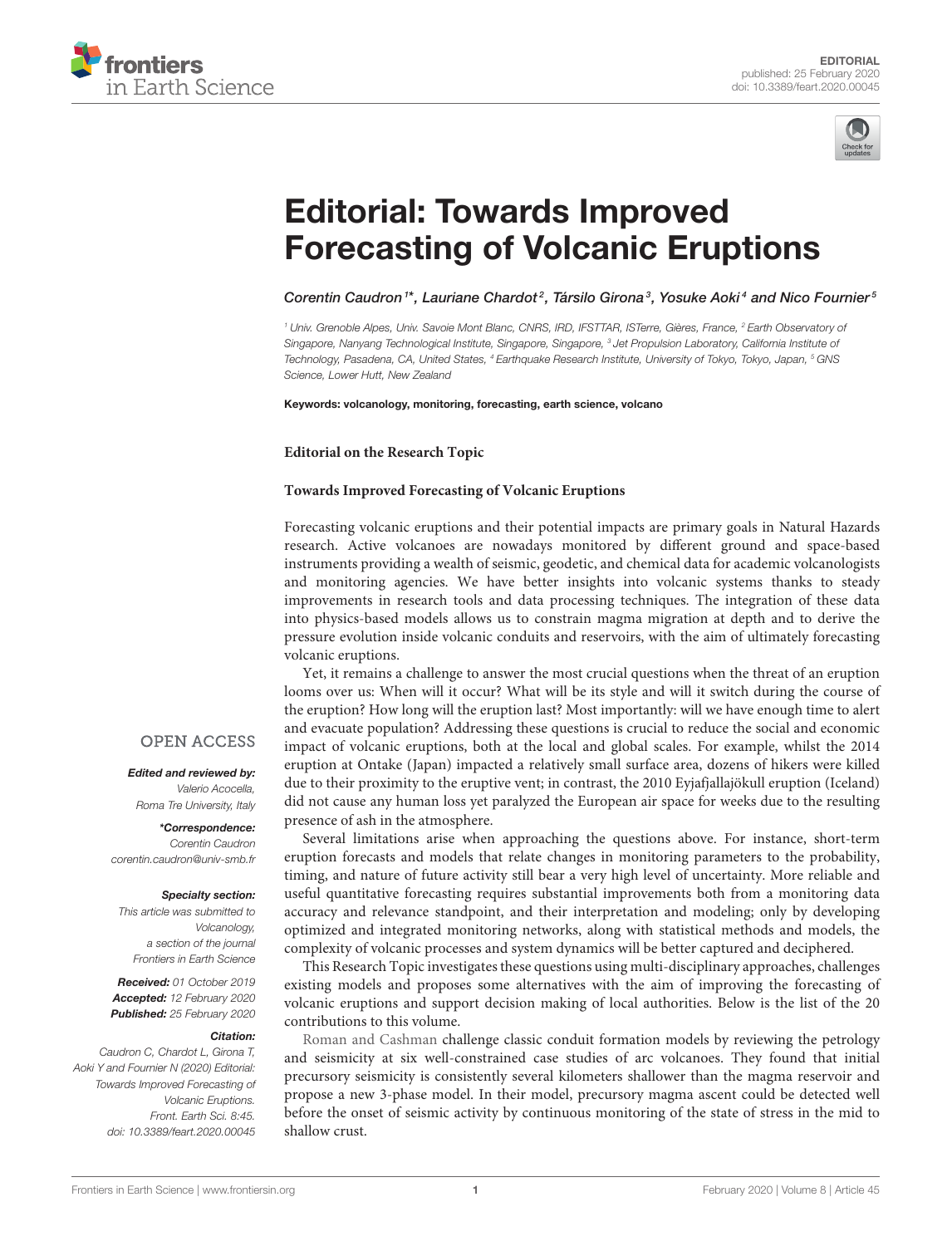# Editorial: Towards Improved Forecasting of Volcanic Eruptions

*Corentin Caudron[1]\*, Lauriane Chardot[2], Társilo Girona[3], Yosuke Aoki[4] and Nico Fournier[5]*

[1] Univ. Grenoble Alpes, Univ. Savoie Mont Blanc, CNRS, IRD, IFSTTAR, ISTerre, Gières, France, [2] Earth Observatory of Singapore, Nanyang Technological Institute, Singapore, Singapore, [3] Jet Propulsion Laboratory, California Institute of Technology, Pasadena, CA, United States, [4] Earthquake Research Institute, University of Tokyo, Tokyo, Japan, [5] GNS Science, Lower Hutt, New Zealand

**Keywords: volcanology, monitoring, forecasting, earth science, volcano**

**Editorial on the Research Topic**

**Towards Improved Forecasting of Volcanic Eruptions**

OPEN ACCESS

***Edited and reviewed by:***
*Valerio Acocella, Roma Tre University, Italy*

***\*Correspondence:***
*Corentin Caudron*
*corentin.caudron@univ-smb.fr*

***Specialty section:***
*This article was submitted to Volcanology, a section of the journal Frontiers in Earth Science*

***Received:*** *01 October 2019*
***Accepted:*** *12 February 2020*
***Published:*** *25 February 2020*

***Citation:***
*Caudron C, Chardot L, Girona T, Aoki Y and Fournier N (2020) Editorial: Towards Improved Forecasting of Volcanic Eruptions. Front. Earth Sci. 8:45. doi: 10.3389/feart.2020.00045*

Forecasting volcanic eruptions and their potential impacts are primary goals in Natural Hazards research. Active volcanoes are nowadays monitored by different ground and space-based instruments providing a wealth of seismic, geodetic, and chemical data for academic volcanologists and monitoring agencies. We have better insights into volcanic systems thanks to steady improvements in research tools and data processing techniques. The integration of these data into physics-based models allows us to constrain magma migration at depth and to derive the pressure evolution inside volcanic conduits and reservoirs, with the aim of ultimately forecasting volcanic eruptions.

Yet, it remains a challenge to answer the most crucial questions when the threat of an eruption looms over us: When will it occur? What will be its style and will it switch during the course of the eruption? How long will the eruption last? Most importantly: will we have enough time to alert and evacuate population? Addressing these questions is crucial to reduce the social and economic impact of volcanic eruptions, both at the local and global scales. For example, whilst the 2014 eruption at Ontake (Japan) impacted a relatively small surface area, dozens of hikers were killed due to their proximity to the eruptive vent; in contrast, the 2010 Eyjafjallajökull eruption (Iceland) did not cause any human loss yet paralyzed the European air space for weeks due to the resulting presence of ash in the atmosphere.

Several limitations arise when approaching the questions above. For instance, short-term eruption forecasts and models that relate changes in monitoring parameters to the probability, timing, and nature of future activity still bear a very high level of uncertainty. More reliable and useful quantitative forecasting requires substantial improvements both from a monitoring data accuracy and relevance standpoint, and their interpretation and modeling; only by developing optimized and integrated monitoring networks, along with statistical methods and models, the complexity of volcanic processes and system dynamics will be better captured and deciphered.

This Research Topic investigates these questions using multi-disciplinary approaches, challenges existing models and proposes some alternatives with the aim of improving the forecasting of volcanic eruptions and support decision making of local authorities. Below is the list of the 20 contributions to this volume.

Roman and Cashman challenge classic conduit formation models by reviewing the petrology and seismicity at six well-constrained case studies of arc volcanoes. They found that initial precursory seismicity is consistently several kilometers shallower than the magma reservoir and propose a new 3-phase model. In their model, precursory magma ascent could be detected well before the onset of seismic activity by continuous monitoring of the state of stress in the mid to shallow crust.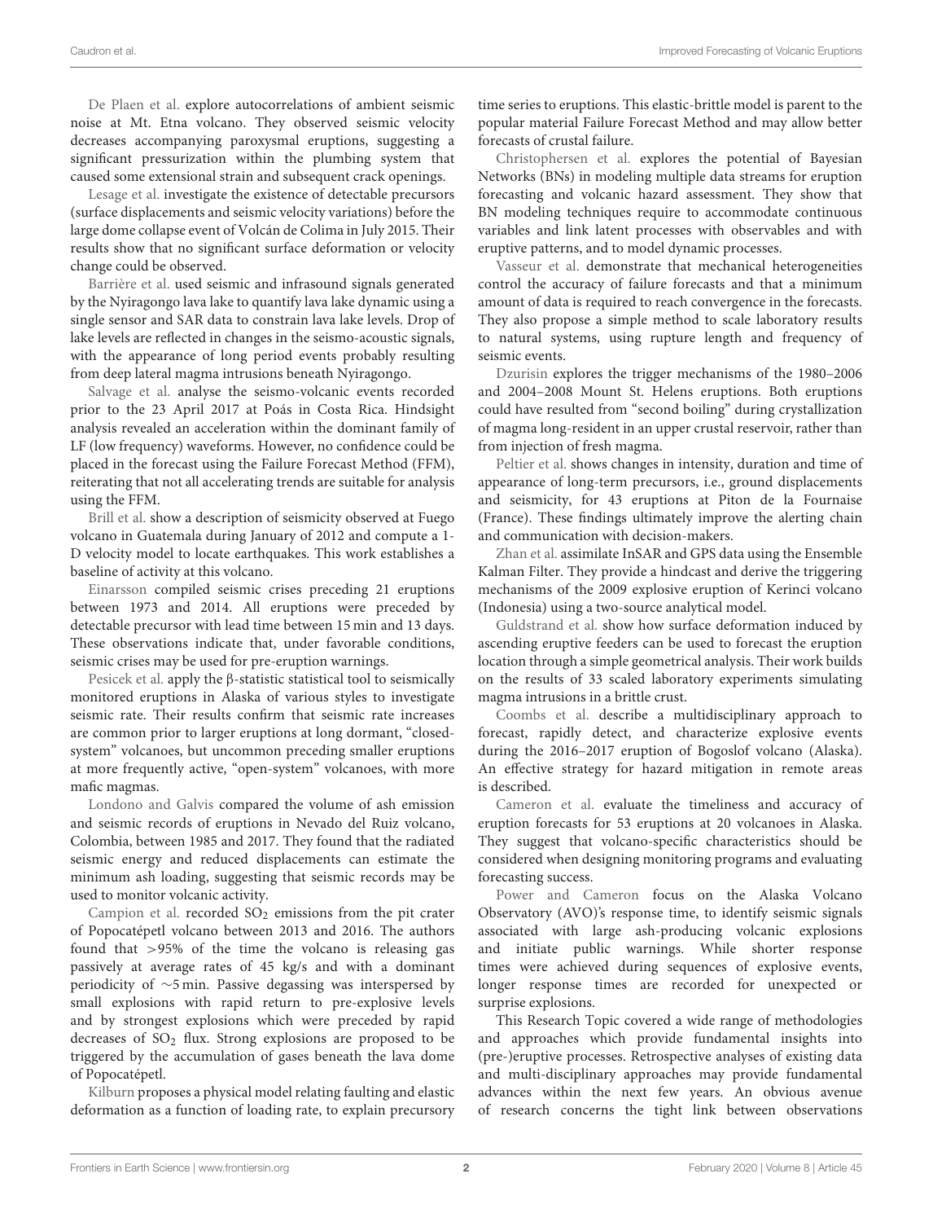De Plaen et al. explore autocorrelations of ambient seismic noise at Mt. Etna volcano. They observed seismic velocity decreases accompanying paroxysmal eruptions, suggesting a significant pressurization within the plumbing system that caused some extensional strain and subsequent crack openings.

Lesage et al. investigate the existence of detectable precursors (surface displacements and seismic velocity variations) before the large dome collapse event of Volcán de Colima in July 2015. Their results show that no significant surface deformation or velocity change could be observed.

Barrière et al. used seismic and infrasound signals generated by the Nyiragongo lava lake to quantify lava lake dynamic using a single sensor and SAR data to constrain lava lake levels. Drop of lake levels are reflected in changes in the seismo-acoustic signals, with the appearance of long period events probably resulting from deep lateral magma intrusions beneath Nyiragongo.

Salvage et al. analyse the seismo-volcanic events recorded prior to the 23 April 2017 at Poás in Costa Rica. Hindsight analysis revealed an acceleration within the dominant family of LF (low frequency) waveforms. However, no confidence could be placed in the forecast using the Failure Forecast Method (FFM), reiterating that not all accelerating trends are suitable for analysis using the FFM.

Brill et al. show a description of seismicity observed at Fuego volcano in Guatemala during January of 2012 and compute a 1-D velocity model to locate earthquakes. This work establishes a baseline of activity at this volcano.

Einarsson compiled seismic crises preceding 21 eruptions between 1973 and 2014. All eruptions were preceded by detectable precursor with lead time between 15 min and 13 days. These observations indicate that, under favorable conditions, seismic crises may be used for pre-eruption warnings.

Pesicek et al. apply the $\beta$-statistic statistical tool to seismically monitored eruptions in Alaska of various styles to investigate seismic rate. Their results confirm that seismic rate increases are common prior to larger eruptions at long dormant, "closed-system" volcanoes, but uncommon preceding smaller eruptions at more frequently active, "open-system" volcanoes, with more mafic magmas.

Londono and Galvis compared the volume of ash emission and seismic records of eruptions in Nevado del Ruiz volcano, Colombia, between 1985 and 2017. They found that the radiated seismic energy and reduced displacements can estimate the minimum ash loading, suggesting that seismic records may be used to monitor volcanic activity.

Campion et al. recorded $SO_2$ emissions from the pit crater of Popocatépetl volcano between 2013 and 2016. The authors found that >95% of the time the volcano is releasing gas passively at average rates of 45 kg/s and with a dominant periodicity of ~5 min. Passive degassing was interspersed by small explosions with rapid return to pre-explosive levels and by strongest explosions which were preceded by rapid decreases of $SO_2$ flux. Strong explosions are proposed to be triggered by the accumulation of gases beneath the lava dome of Popocatépetl.

Kilburn proposes a physical model relating faulting and elastic deformation as a function of loading rate, to explain precursory time series to eruptions. This elastic-brittle model is parent to the popular material Failure Forecast Method and may allow better forecasts of crustal failure.

Christophersen et al. explores the potential of Bayesian Networks (BNs) in modeling multiple data streams for eruption forecasting and volcanic hazard assessment. They show that BN modeling techniques require to accommodate continuous variables and link latent processes with observables and with eruptive patterns, and to model dynamic processes.

Vasseur et al. demonstrate that mechanical heterogeneities control the accuracy of failure forecasts and that a minimum amount of data is required to reach convergence in the forecasts. They also propose a simple method to scale laboratory results to natural systems, using rupture length and frequency of seismic events.

Dzurisin explores the trigger mechanisms of the 1980–2006 and 2004–2008 Mount St. Helens eruptions. Both eruptions could have resulted from "second boiling" during crystallization of magma long-resident in an upper crustal reservoir, rather than from injection of fresh magma.

Peltier et al. shows changes in intensity, duration and time of appearance of long-term precursors, i.e., ground displacements and seismicity, for 43 eruptions at Piton de la Fournaise (France). These findings ultimately improve the alerting chain and communication with decision-makers.

Zhan et al. assimilate InSAR and GPS data using the Ensemble Kalman Filter. They provide a hindcast and derive the triggering mechanisms of the 2009 explosive eruption of Kerinci volcano (Indonesia) using a two-source analytical model.

Guldstrand et al. show how surface deformation induced by ascending eruptive feeders can be used to forecast the eruption location through a simple geometrical analysis. Their work builds on the results of 33 scaled laboratory experiments simulating magma intrusions in a brittle crust.

Coombs et al. describe a multidisciplinary approach to forecast, rapidly detect, and characterize explosive events during the 2016–2017 eruption of Bogoslof volcano (Alaska). An effective strategy for hazard mitigation in remote areas is described.

Cameron et al. evaluate the timeliness and accuracy of eruption forecasts for 53 eruptions at 20 volcanoes in Alaska. They suggest that volcano-specific characteristics should be considered when designing monitoring programs and evaluating forecasting success.

Power and Cameron focus on the Alaska Volcano Observatory (AVO)'s response time, to identify seismic signals associated with large ash-producing volcanic explosions and initiate public warnings. While shorter response times were achieved during sequences of explosive events, longer response times are recorded for unexpected or surprise explosions.

This Research Topic covered a wide range of methodologies and approaches which provide fundamental insights into (pre-)eruptive processes. Retrospective analyses of existing data and multi-disciplinary approaches may provide fundamental advances within the next few years. An obvious avenue of research concerns the tight link between observations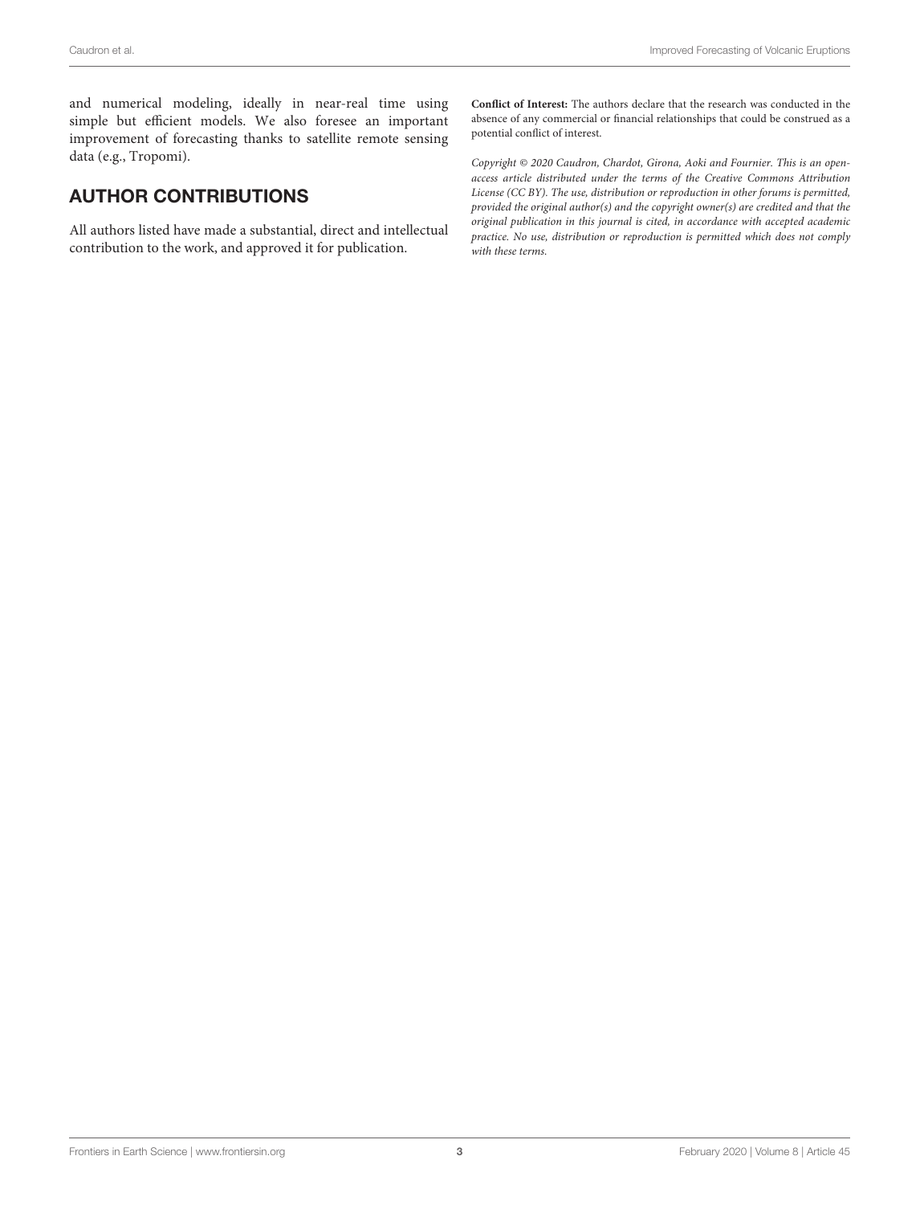and numerical modeling, ideally in near-real time using simple but efficient models. We also foresee an important improvement of forecasting thanks to satellite remote sensing data (e.g., Tropomi).

## AUTHOR CONTRIBUTIONS

All authors listed have made a substantial, direct and intellectual contribution to the work, and approved it for publication.

**Conflict of Interest:** The authors declare that the research was conducted in the absence of any commercial or financial relationships that could be construed as a potential conflict of interest.

*Copyright © 2020 Caudron, Chardot, Girona, Aoki and Fournier. This is an open-access article distributed under the terms of the Creative Commons Attribution License (CC BY). The use, distribution or reproduction in other forums is permitted, provided the original author(s) and the copyright owner(s) are credited and that the original publication in this journal is cited, in accordance with accepted academic practice. No use, distribution or reproduction is permitted which does not comply with these terms.*